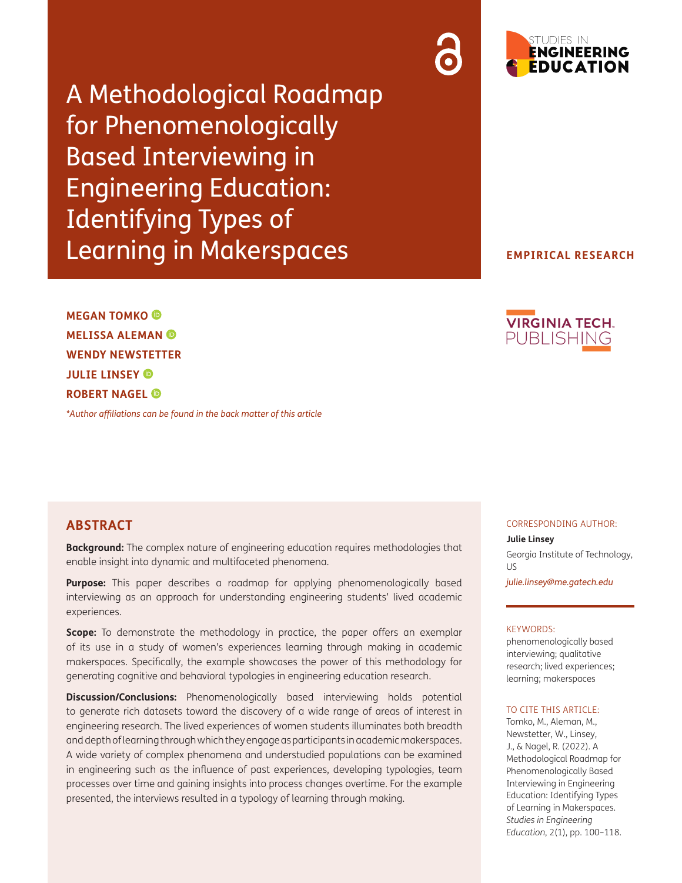# A Methodological Roadmap for Phenomenologically Based Interviewing in Engineering Education: Identifying Types of Learning in Makerspaces

EMPIRICAL RESEARCH

**MEGAN TOMKO**
**MELISSA ALEMAN**
**WENDY NEWSTETTER**
**JULIE LINSEY**
**ROBERT NAGEL**

*\*Author affiliations can be found in the back matter of this article*

## ABSTRACT

**Background:** The complex nature of engineering education requires methodologies that enable insight into dynamic and multifaceted phenomena.

**Purpose:** This paper describes a roadmap for applying phenomenologically based interviewing as an approach for understanding engineering students' lived academic experiences.

**Scope:** To demonstrate the methodology in practice, the paper offers an exemplar of its use in a study of women's experiences learning through making in academic makerspaces. Specifically, the example showcases the power of this methodology for generating cognitive and behavioral typologies in engineering education research.

**Discussion/Conclusions:** Phenomenologically based interviewing holds potential to generate rich datasets toward the discovery of a wide range of areas of interest in engineering research. The lived experiences of women students illuminates both breadth and depth of learning through which they engage as participants in academic makerspaces. A wide variety of complex phenomena and understudied populations can be examined in engineering such as the influence of past experiences, developing typologies, team processes over time and gaining insights into process changes overtime. For the example presented, the interviews resulted in a typology of learning through making.

CORRESPONDING AUTHOR:

**Julie Linsey**

Georgia Institute of Technology, US

*julie.linsey@me.gatech.edu*

KEYWORDS:

phenomenologically based interviewing; qualitative research; lived experiences; learning; makerspaces

TO CITE THIS ARTICLE:

Tomko, M., Aleman, M., Newstetter, W., Linsey, J., & Nagel, R. (2022). A Methodological Roadmap for Phenomenologically Based Interviewing in Engineering Education: Identifying Types of Learning in Makerspaces. *Studies in Engineering Education*, 2(1), pp. 100–118.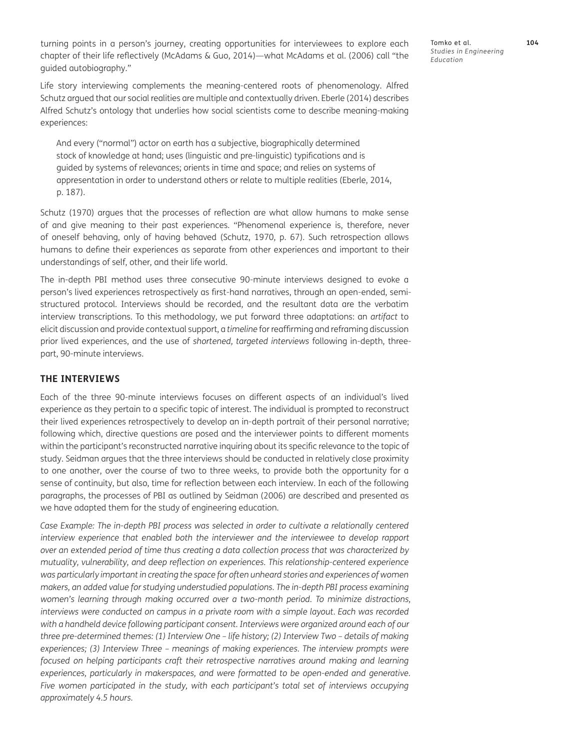turning points in a person's journey, creating opportunities for interviewees to explore each chapter of their life reflectively (McAdams & Guo, 2014)—what McAdams et al. (2006) call "the guided autobiography."

Life story interviewing complements the meaning-centered roots of phenomenology. Alfred Schutz argued that our social realities are multiple and contextually driven. Eberle (2014) describes Alfred Schutz's ontology that underlies how social scientists come to describe meaning-making experiences:

> And every ("normal") actor on earth has a subjective, biographically determined stock of knowledge at hand; uses (linguistic and pre-linguistic) typifications and is guided by systems of relevances; orients in time and space; and relies on systems of appresentation in order to understand others or relate to multiple realities (Eberle, 2014, p. 187).

Schutz (1970) argues that the processes of reflection are what allow humans to make sense of and give meaning to their past experiences. "Phenomenal experience is, therefore, never of oneself behaving, only of having behaved (Schutz, 1970, p. 67). Such retrospection allows humans to define their experiences as separate from other experiences and important to their understandings of self, other, and their life world.

The in-depth PBI method uses three consecutive 90-minute interviews designed to evoke a person's lived experiences retrospectively as first-hand narratives, through an open-ended, semi-structured protocol. Interviews should be recorded, and the resultant data are the verbatim interview transcriptions. To this methodology, we put forward three adaptations: an *artifact* to elicit discussion and provide contextual support, a *timeline* for reaffirming and reframing discussion prior lived experiences, and the use of *shortened, targeted interviews* following in-depth, three-part, 90-minute interviews.

## THE INTERVIEWS

Each of the three 90-minute interviews focuses on different aspects of an individual's lived experience as they pertain to a specific topic of interest. The individual is prompted to reconstruct their lived experiences retrospectively to develop an in-depth portrait of their personal narrative; following which, directive questions are posed and the interviewer points to different moments within the participant's reconstructed narrative inquiring about its specific relevance to the topic of study. Seidman argues that the three interviews should be conducted in relatively close proximity to one another, over the course of two to three weeks, to provide both the opportunity for a sense of continuity, but also, time for reflection between each interview. In each of the following paragraphs, the processes of PBI as outlined by Seidman (2006) are described and presented as we have adapted them for the study of engineering education.

*Case Example: The in-depth PBI process was selected in order to cultivate a relationally centered interview experience that enabled both the interviewer and the interviewee to develop rapport over an extended period of time thus creating a data collection process that was characterized by mutuality, vulnerability, and deep reflection on experiences. This relationship-centered experience was particularly important in creating the space for often unheard stories and experiences of women makers, an added value for studying understudied populations. The in-depth PBI process examining women's learning through making occurred over a two-month period. To minimize distractions, interviews were conducted on campus in a private room with a simple layout. Each was recorded with a handheld device following participant consent. Interviews were organized around each of our three pre-determined themes: (1) Interview One – life history; (2) Interview Two – details of making experiences; (3) Interview Three – meanings of making experiences. The interview prompts were focused on helping participants craft their retrospective narratives around making and learning experiences, particularly in makerspaces, and were formatted to be open-ended and generative. Five women participated in the study, with each participant's total set of interviews occupying approximately 4.5 hours.*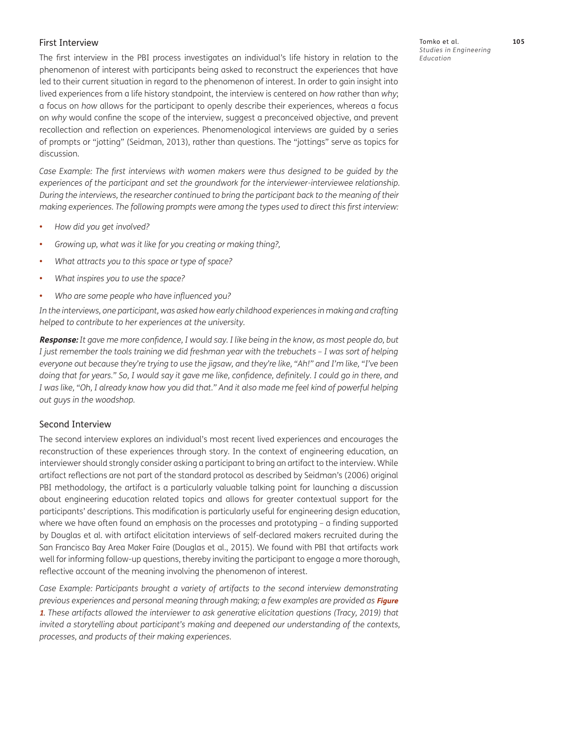## First Interview

The first interview in the PBI process investigates an individual's life history in relation to the phenomenon of interest with participants being asked to reconstruct the experiences that have led to their current situation in regard to the phenomenon of interest. In order to gain insight into lived experiences from a life history standpoint, the interview is centered on *how* rather than *why*; a focus on *how* allows for the participant to openly describe their experiences, whereas a focus on *why* would confine the scope of the interview, suggest a preconceived objective, and prevent recollection and reflection on experiences. Phenomenological interviews are guided by a series of prompts or "jotting" (Seidman, 2013), rather than questions. The "jottings" serve as topics for discussion.

*Case Example: The first interviews with women makers were thus designed to be guided by the experiences of the participant and set the groundwork for the interviewer-interviewee relationship. During the interviews, the researcher continued to bring the participant back to the meaning of their making experiences. The following prompts were among the types used to direct this first interview:*

- *How did you get involved?*
- *Growing up, what was it like for you creating or making thing?,*
- *What attracts you to this space or type of space?*
- *What inspires you to use the space?*
- *Who are some people who have influenced you?*

*In the interviews, one participant, was asked how early childhood experiences in making and crafting helped to contribute to her experiences at the university.*

***Response:*** *It gave me more confidence, I would say. I like being in the know, as most people do, but I just remember the tools training we did freshman year with the trebuchets – I was sort of helping everyone out because they're trying to use the jigsaw, and they're like, "Ah!" and I'm like, "I've been doing that for years." So, I would say it gave me like, confidence, definitely. I could go in there, and I was like, "Oh, I already know how you did that." And it also made me feel kind of powerful helping out guys in the woodshop.*

## Second Interview

The second interview explores an individual's most recent lived experiences and encourages the reconstruction of these experiences through story. In the context of engineering education, an interviewer should strongly consider asking a participant to bring an artifact to the interview. While artifact reflections are not part of the standard protocol as described by Seidman's (2006) original PBI methodology, the artifact is a particularly valuable talking point for launching a discussion about engineering education related topics and allows for greater contextual support for the participants' descriptions. This modification is particularly useful for engineering design education, where we have often found an emphasis on the processes and prototyping – a finding supported by Douglas et al. with artifact elicitation interviews of self-declared makers recruited during the San Francisco Bay Area Maker Faire (Douglas et al., 2015). We found with PBI that artifacts work well for informing follow-up questions, thereby inviting the participant to engage a more thorough, reflective account of the meaning involving the phenomenon of interest.

*Case Example: Participants brought a variety of artifacts to the second interview demonstrating previous experiences and personal meaning through making; a few examples are provided as **Figure 1**. These artifacts allowed the interviewer to ask generative elicitation questions (Tracy, 2019) that invited a storytelling about participant's making and deepened our understanding of the contexts, processes, and products of their making experiences.*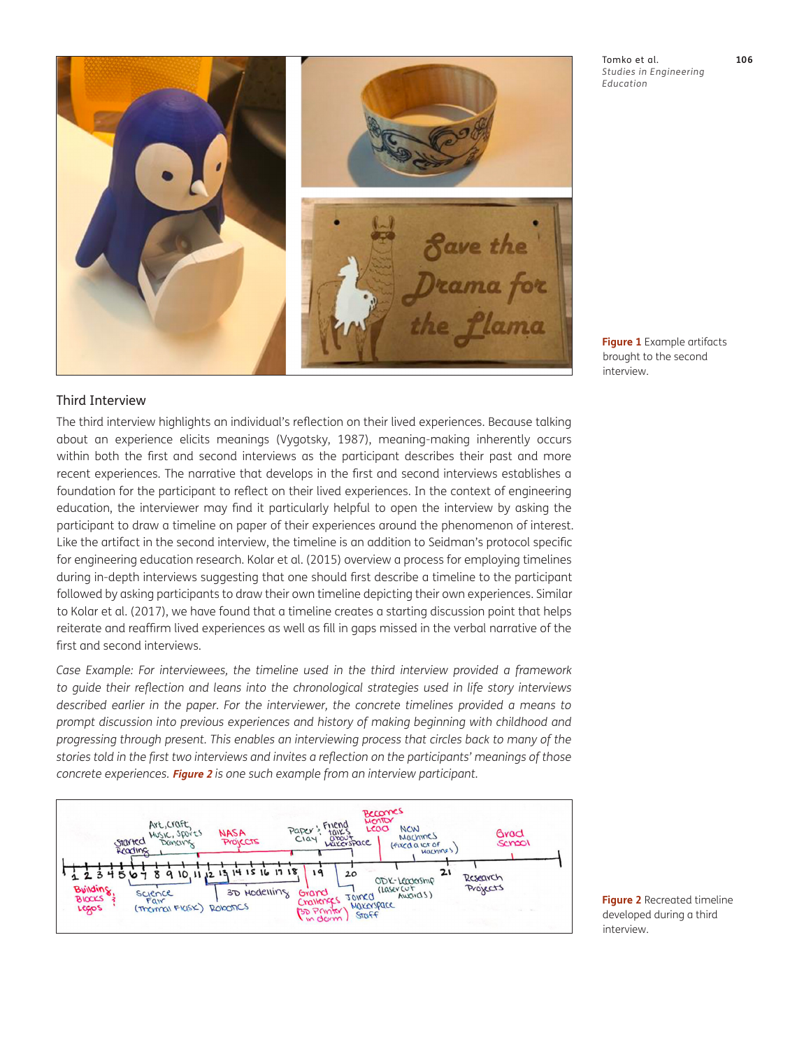Figure 1 Example artifacts brought to the second interview.

### Third Interview

The third interview highlights an individual's reflection on their lived experiences. Because talking about an experience elicits meanings (Vygotsky, 1987), meaning-making inherently occurs within both the first and second interviews as the participant describes their past and more recent experiences. The narrative that develops in the first and second interviews establishes a foundation for the participant to reflect on their lived experiences. In the context of engineering education, the interviewer may find it particularly helpful to open the interview by asking the participant to draw a timeline on paper of their experiences around the phenomenon of interest. Like the artifact in the second interview, the timeline is an addition to Seidman's protocol specific for engineering education research. Kolar et al. (2015) overview a process for employing timelines during in-depth interviews suggesting that one should first describe a timeline to the participant followed by asking participants to draw their own timeline depicting their own experiences. Similar to Kolar et al. (2017), we have found that a timeline creates a starting discussion point that helps reiterate and reaffirm lived experiences as well as fill in gaps missed in the verbal narrative of the first and second interviews.

*Case Example: For interviewees, the timeline used in the third interview provided a framework to guide their reflection and leans into the chronological strategies used in life story interviews described earlier in the paper. For the interviewer, the concrete timelines provided a means to prompt discussion into previous experiences and history of making beginning with childhood and progressing through present. This enables an interviewing process that circles back to many of the stories told in the first two interviews and invites a reflection on the participants' meanings of those concrete experiences.* ***Figure 2*** *is one such example from an interview participant.*

Figure 2 Recreated timeline developed during a third interview.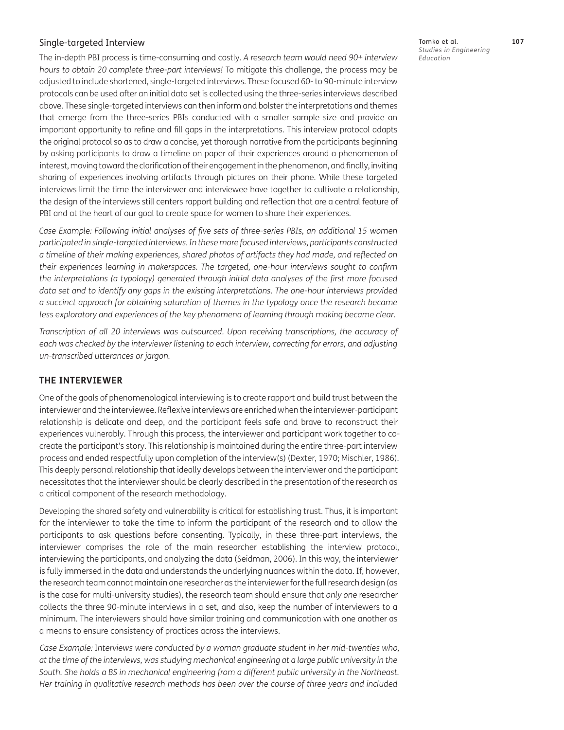### Single-targeted Interview

The in-depth PBI process is time-consuming and costly. *A research team would need 90+ interview hours to obtain 20 complete three-part interviews!* To mitigate this challenge, the process may be adjusted to include shortened, single-targeted interviews. These focused 60- to 90-minute interview protocols can be used after an initial data set is collected using the three-series interviews described above. These single-targeted interviews can then inform and bolster the interpretations and themes that emerge from the three-series PBIs conducted with a smaller sample size and provide an important opportunity to refine and fill gaps in the interpretations. This interview protocol adapts the original protocol so as to draw a concise, yet thorough narrative from the participants beginning by asking participants to draw a timeline on paper of their experiences around a phenomenon of interest, moving toward the clarification of their engagement in the phenomenon, and finally, inviting sharing of experiences involving artifacts through pictures on their phone. While these targeted interviews limit the time the interviewer and interviewee have together to cultivate a relationship, the design of the interviews still centers rapport building and reflection that are a central feature of PBI and at the heart of our goal to create space for women to share their experiences.

*Case Example: Following initial analyses of five sets of three-series PBIs, an additional 15 women participated in single-targeted interviews. In these more focused interviews, participants constructed a timeline of their making experiences, shared photos of artifacts they had made, and reflected on their experiences learning in makerspaces. The targeted, one-hour interviews sought to confirm the interpretations (a typology) generated through initial data analyses of the first more focused data set and to identify any gaps in the existing interpretations. The one-hour interviews provided a succinct approach for obtaining saturation of themes in the typology once the research became less exploratory and experiences of the key phenomena of learning through making became clear.*

*Transcription of all 20 interviews was outsourced. Upon receiving transcriptions, the accuracy of each was checked by the interviewer listening to each interview, correcting for errors, and adjusting un-transcribed utterances or jargon.*

## THE INTERVIEWER

One of the goals of phenomenological interviewing is to create rapport and build trust between the interviewer and the interviewee. Reflexive interviews are enriched when the interviewer-participant relationship is delicate and deep, and the participant feels safe and brave to reconstruct their experiences vulnerably. Through this process, the interviewer and participant work together to co-create the participant's story. This relationship is maintained during the entire three-part interview process and ended respectfully upon completion of the interview(s) (Dexter, 1970; Mischler, 1986). This deeply personal relationship that ideally develops between the interviewer and the participant necessitates that the interviewer should be clearly described in the presentation of the research as a critical component of the research methodology.

Developing the shared safety and vulnerability is critical for establishing trust. Thus, it is important for the interviewer to take the time to inform the participant of the research and to allow the participants to ask questions before consenting. Typically, in these three-part interviews, the interviewer comprises the role of the main researcher establishing the interview protocol, interviewing the participants, and analyzing the data (Seidman, 2006). In this way, the interviewer is fully immersed in the data and understands the underlying nuances within the data. If, however, the research team cannot maintain one researcher as the interviewer for the full research design (as is the case for multi-university studies), the research team should ensure that *only one* researcher collects the three 90-minute interviews in a set, and also, keep the number of interviewers to a minimum. The interviewers should have similar training and communication with one another as a means to ensure consistency of practices across the interviews.

*Case Example: Interviews were conducted by a woman graduate student in her mid-twenties who, at the time of the interviews, was studying mechanical engineering at a large public university in the South. She holds a BS in mechanical engineering from a different public university in the Northeast. Her training in qualitative research methods has been over the course of three years and included*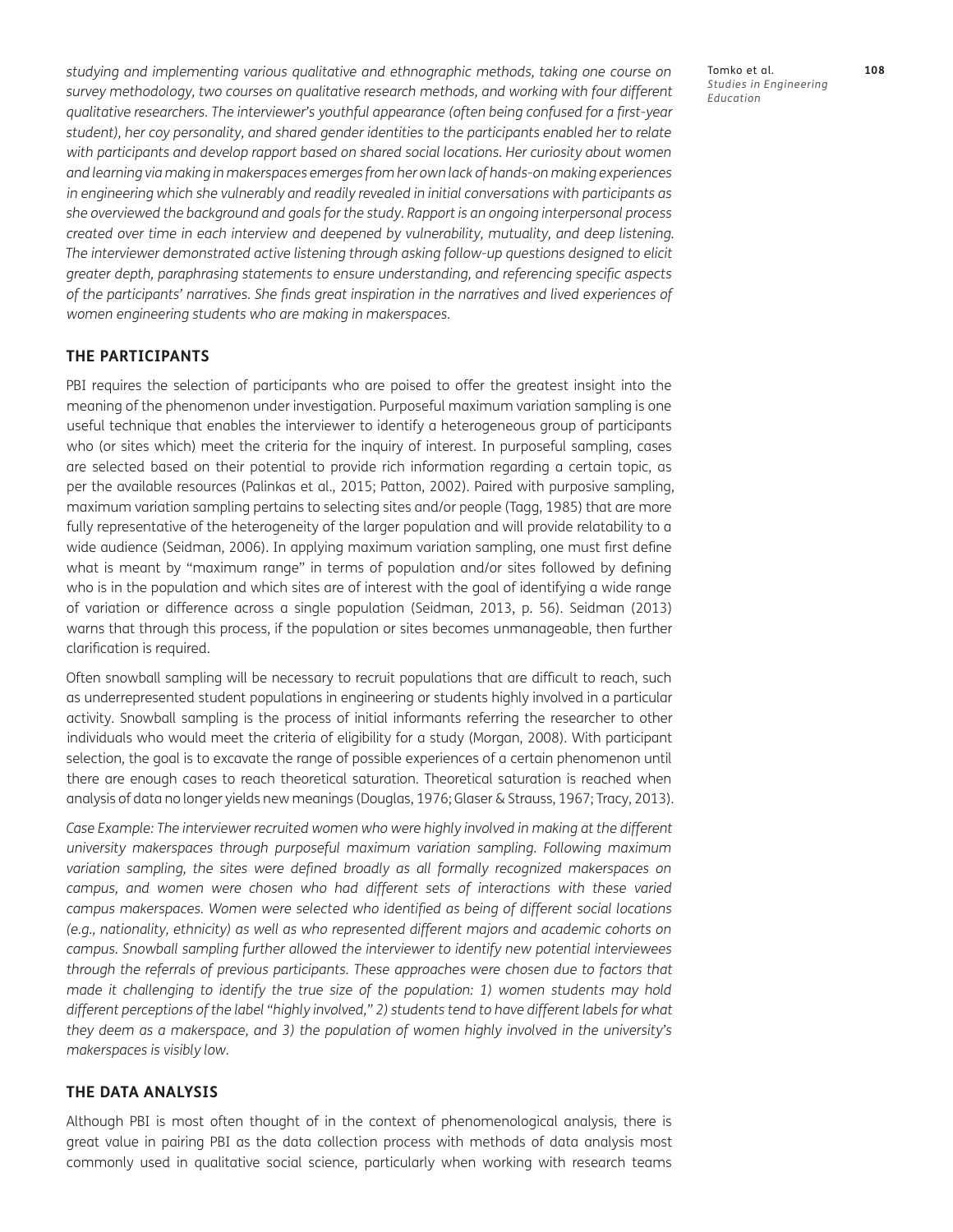*studying and implementing various qualitative and ethnographic methods, taking one course on survey methodology, two courses on qualitative research methods, and working with four different qualitative researchers. The interviewer's youthful appearance (often being confused for a first-year student), her coy personality, and shared gender identities to the participants enabled her to relate with participants and develop rapport based on shared social locations. Her curiosity about women and learning via making in makerspaces emerges from her own lack of hands-on making experiences in engineering which she vulnerably and readily revealed in initial conversations with participants as she overviewed the background and goals for the study. Rapport is an ongoing interpersonal process created over time in each interview and deepened by vulnerability, mutuality, and deep listening. The interviewer demonstrated active listening through asking follow-up questions designed to elicit greater depth, paraphrasing statements to ensure understanding, and referencing specific aspects of the participants' narratives. She finds great inspiration in the narratives and lived experiences of women engineering students who are making in makerspaces.*

## THE PARTICIPANTS

PBI requires the selection of participants who are poised to offer the greatest insight into the meaning of the phenomenon under investigation. Purposeful maximum variation sampling is one useful technique that enables the interviewer to identify a heterogeneous group of participants who (or sites which) meet the criteria for the inquiry of interest. In purposeful sampling, cases are selected based on their potential to provide rich information regarding a certain topic, as per the available resources (Palinkas et al., 2015; Patton, 2002). Paired with purposive sampling, maximum variation sampling pertains to selecting sites and/or people (Tagg, 1985) that are more fully representative of the heterogeneity of the larger population and will provide relatability to a wide audience (Seidman, 2006). In applying maximum variation sampling, one must first define what is meant by "maximum range" in terms of population and/or sites followed by defining who is in the population and which sites are of interest with the goal of identifying a wide range of variation or difference across a single population (Seidman, 2013, p. 56). Seidman (2013) warns that through this process, if the population or sites becomes unmanageable, then further clarification is required.

Often snowball sampling will be necessary to recruit populations that are difficult to reach, such as underrepresented student populations in engineering or students highly involved in a particular activity. Snowball sampling is the process of initial informants referring the researcher to other individuals who would meet the criteria of eligibility for a study (Morgan, 2008). With participant selection, the goal is to excavate the range of possible experiences of a certain phenomenon until there are enough cases to reach theoretical saturation. Theoretical saturation is reached when analysis of data no longer yields new meanings (Douglas, 1976; Glaser & Strauss, 1967; Tracy, 2013).

*Case Example: The interviewer recruited women who were highly involved in making at the different university makerspaces through purposeful maximum variation sampling. Following maximum variation sampling, the sites were defined broadly as all formally recognized makerspaces on campus, and women were chosen who had different sets of interactions with these varied campus makerspaces. Women were selected who identified as being of different social locations (e.g., nationality, ethnicity) as well as who represented different majors and academic cohorts on campus. Snowball sampling further allowed the interviewer to identify new potential interviewees through the referrals of previous participants. These approaches were chosen due to factors that made it challenging to identify the true size of the population: 1) women students may hold different perceptions of the label "highly involved," 2) students tend to have different labels for what they deem as a makerspace, and 3) the population of women highly involved in the university's makerspaces is visibly low.*

## THE DATA ANALYSIS

Although PBI is most often thought of in the context of phenomenological analysis, there is great value in pairing PBI as the data collection process with methods of data analysis most commonly used in qualitative social science, particularly when working with research teams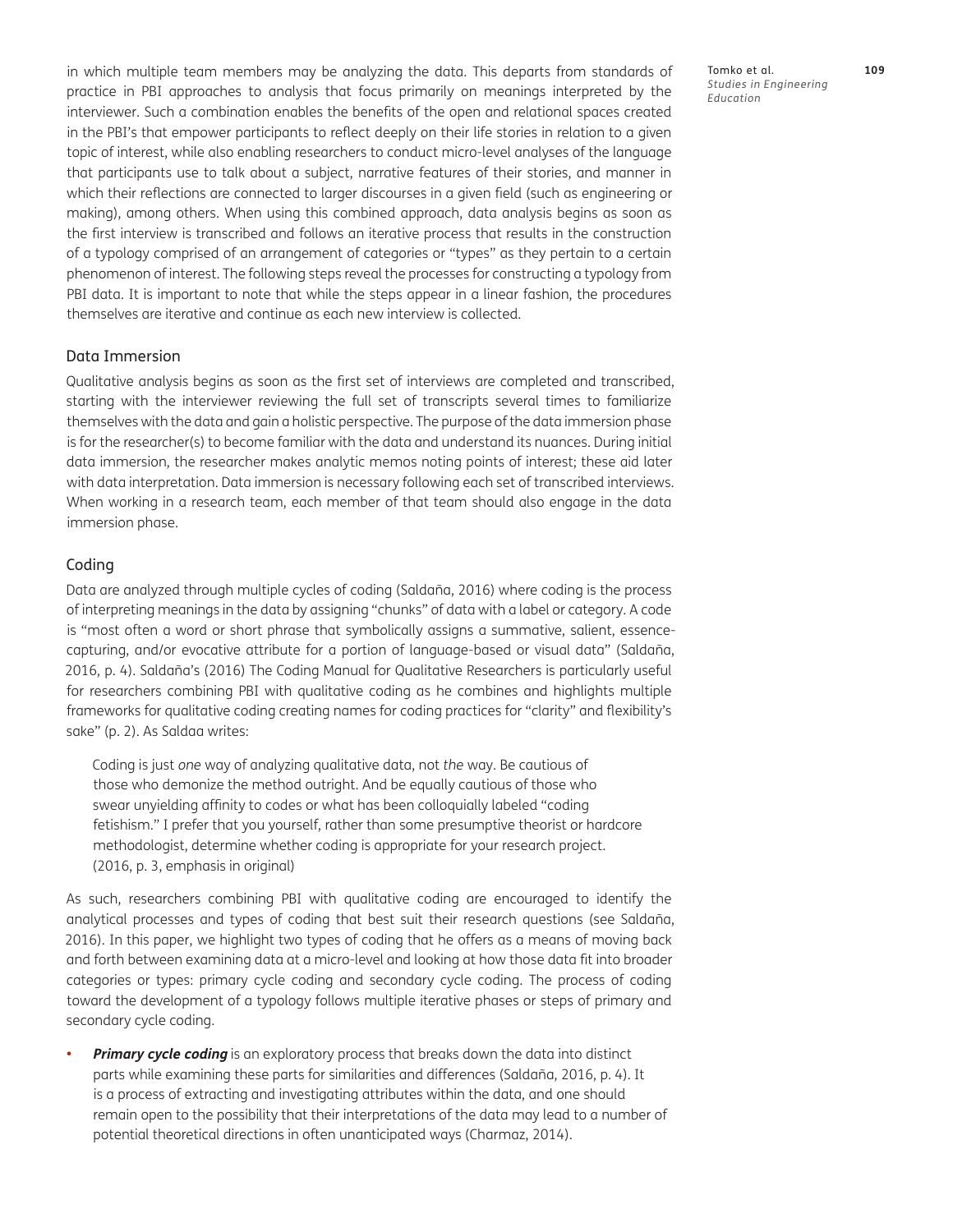in which multiple team members may be analyzing the data. This departs from standards of practice in PBI approaches to analysis that focus primarily on meanings interpreted by the interviewer. Such a combination enables the benefits of the open and relational spaces created in the PBI's that empower participants to reflect deeply on their life stories in relation to a given topic of interest, while also enabling researchers to conduct micro-level analyses of the language that participants use to talk about a subject, narrative features of their stories, and manner in which their reflections are connected to larger discourses in a given field (such as engineering or making), among others. When using this combined approach, data analysis begins as soon as the first interview is transcribed and follows an iterative process that results in the construction of a typology comprised of an arrangement of categories or "types" as they pertain to a certain phenomenon of interest. The following steps reveal the processes for constructing a typology from PBI data. It is important to note that while the steps appear in a linear fashion, the procedures themselves are iterative and continue as each new interview is collected.

### Data Immersion

Qualitative analysis begins as soon as the first set of interviews are completed and transcribed, starting with the interviewer reviewing the full set of transcripts several times to familiarize themselves with the data and gain a holistic perspective. The purpose of the data immersion phase is for the researcher(s) to become familiar with the data and understand its nuances. During initial data immersion, the researcher makes analytic memos noting points of interest; these aid later with data interpretation. Data immersion is necessary following each set of transcribed interviews. When working in a research team, each member of that team should also engage in the data immersion phase.

### Coding

Data are analyzed through multiple cycles of coding (Saldaña, 2016) where coding is the process of interpreting meanings in the data by assigning "chunks" of data with a label or category. A code is "most often a word or short phrase that symbolically assigns a summative, salient, essence-capturing, and/or evocative attribute for a portion of language-based or visual data" (Saldaña, 2016, p. 4). Saldaña's (2016) The Coding Manual for Qualitative Researchers is particularly useful for researchers combining PBI with qualitative coding as he combines and highlights multiple frameworks for qualitative coding creating names for coding practices for "clarity" and flexibility's sake" (p. 2). As Saldaa writes:

> Coding is just *one* way of analyzing qualitative data, not *the* way. Be cautious of those who demonize the method outright. And be equally cautious of those who swear unyielding affinity to codes or what has been colloquially labeled "coding fetishism." I prefer that you yourself, rather than some presumptive theorist or hardcore methodologist, determine whether coding is appropriate for your research project. (2016, p. 3, emphasis in original)

As such, researchers combining PBI with qualitative coding are encouraged to identify the analytical processes and types of coding that best suit their research questions (see Saldaña, 2016). In this paper, we highlight two types of coding that he offers as a means of moving back and forth between examining data at a micro-level and looking at how those data fit into broader categories or types: primary cycle coding and secondary cycle coding. The process of coding toward the development of a typology follows multiple iterative phases or steps of primary and secondary cycle coding.

- ***Primary cycle coding*** is an exploratory process that breaks down the data into distinct parts while examining these parts for similarities and differences (Saldaña, 2016, p. 4). It is a process of extracting and investigating attributes within the data, and one should remain open to the possibility that their interpretations of the data may lead to a number of potential theoretical directions in often unanticipated ways (Charmaz, 2014).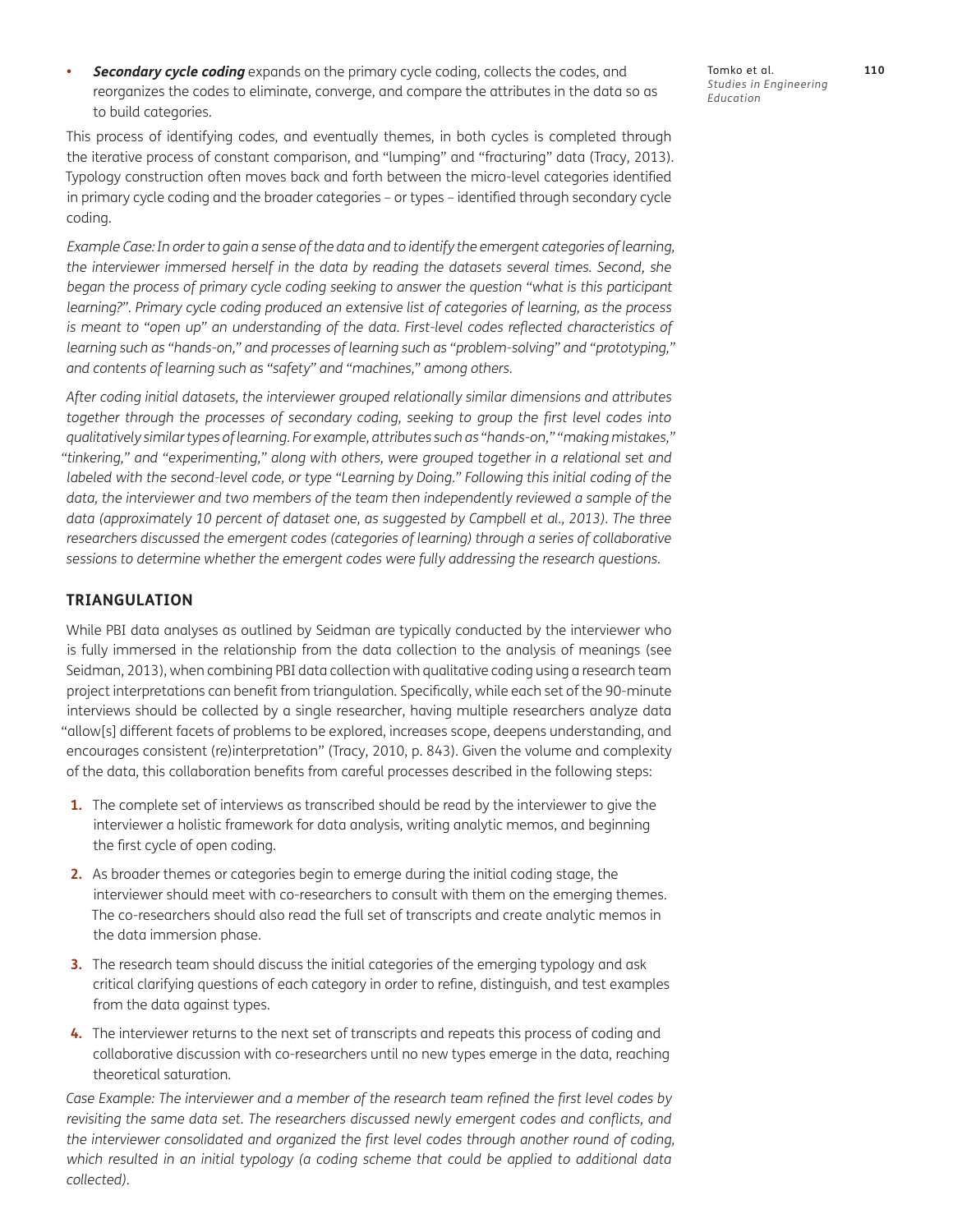- ***Secondary cycle coding*** expands on the primary cycle coding, collects the codes, and reorganizes the codes to eliminate, converge, and compare the attributes in the data so as to build categories.

This process of identifying codes, and eventually themes, in both cycles is completed through the iterative process of constant comparison, and "lumping" and "fracturing" data (Tracy, 2013). Typology construction often moves back and forth between the micro-level categories identified in primary cycle coding and the broader categories – or types – identified through secondary cycle coding.

*Example Case: In order to gain a sense of the data and to identify the emergent categories of learning, the interviewer immersed herself in the data by reading the datasets several times. Second, she began the process of primary cycle coding seeking to answer the question "what is this participant learning?". Primary cycle coding produced an extensive list of categories of learning, as the process is meant to "open up" an understanding of the data. First-level codes reflected characteristics of learning such as "hands-on," and processes of learning such as "problem-solving" and "prototyping," and contents of learning such as "safety" and "machines," among others.*

*After coding initial datasets, the interviewer grouped relationally similar dimensions and attributes together through the processes of secondary coding, seeking to group the first level codes into qualitatively similar types of learning. For example, attributes such as "hands-on," "making mistakes," "tinkering," and "experimenting," along with others, were grouped together in a relational set and labeled with the second-level code, or type "Learning by Doing." Following this initial coding of the data, the interviewer and two members of the team then independently reviewed a sample of the data (approximately 10 percent of dataset one, as suggested by Campbell et al., 2013). The three researchers discussed the emergent codes (categories of learning) through a series of collaborative sessions to determine whether the emergent codes were fully addressing the research questions.*

## TRIANGULATION

While PBI data analyses as outlined by Seidman are typically conducted by the interviewer who is fully immersed in the relationship from the data collection to the analysis of meanings (see Seidman, 2013), when combining PBI data collection with qualitative coding using a research team project interpretations can benefit from triangulation. Specifically, while each set of the 90-minute interviews should be collected by a single researcher, having multiple researchers analyze data "allow[s] different facets of problems to be explored, increases scope, deepens understanding, and encourages consistent (re)interpretation" (Tracy, 2010, p. 843). Given the volume and complexity of the data, this collaboration benefits from careful processes described in the following steps:

1. The complete set of interviews as transcribed should be read by the interviewer to give the interviewer a holistic framework for data analysis, writing analytic memos, and beginning the first cycle of open coding.
2. As broader themes or categories begin to emerge during the initial coding stage, the interviewer should meet with co-researchers to consult with them on the emerging themes. The co-researchers should also read the full set of transcripts and create analytic memos in the data immersion phase.
3. The research team should discuss the initial categories of the emerging typology and ask critical clarifying questions of each category in order to refine, distinguish, and test examples from the data against types.
4. The interviewer returns to the next set of transcripts and repeats this process of coding and collaborative discussion with co-researchers until no new types emerge in the data, reaching theoretical saturation.

*Case Example: The interviewer and a member of the research team refined the first level codes by revisiting the same data set. The researchers discussed newly emergent codes and conflicts, and the interviewer consolidated and organized the first level codes through another round of coding, which resulted in an initial typology (a coding scheme that could be applied to additional data collected).*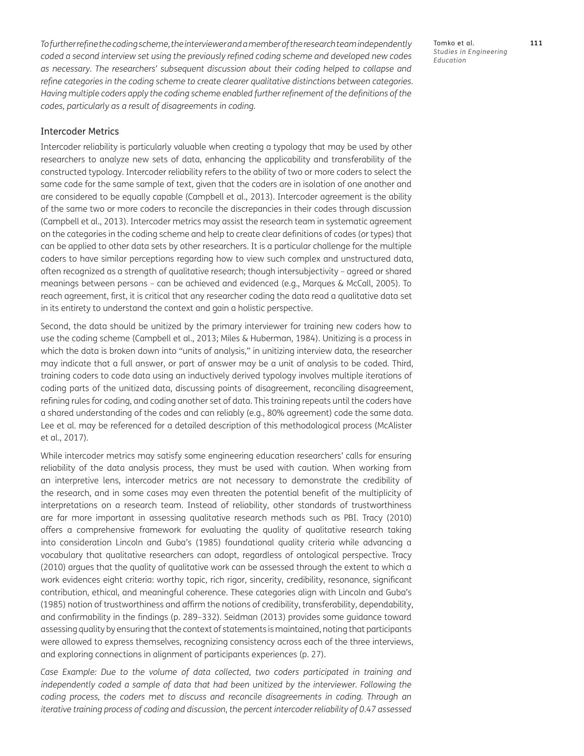*To further refine the coding scheme, the interviewer and a member of the research team independently coded a second interview set using the previously refined coding scheme and developed new codes as necessary. The researchers' subsequent discussion about their coding helped to collapse and refine categories in the coding scheme to create clearer qualitative distinctions between categories. Having multiple coders apply the coding scheme enabled further refinement of the definitions of the codes, particularly as a result of disagreements in coding.*

### Intercoder Metrics

Intercoder reliability is particularly valuable when creating a typology that may be used by other researchers to analyze new sets of data, enhancing the applicability and transferability of the constructed typology. Intercoder reliability refers to the ability of two or more coders to select the same code for the same sample of text, given that the coders are in isolation of one another and are considered to be equally capable (Campbell et al., 2013). Intercoder agreement is the ability of the same two or more coders to reconcile the discrepancies in their codes through discussion (Campbell et al., 2013). Intercoder metrics may assist the research team in systematic agreement on the categories in the coding scheme and help to create clear definitions of codes (or types) that can be applied to other data sets by other researchers. It is a particular challenge for the multiple coders to have similar perceptions regarding how to view such complex and unstructured data, often recognized as a strength of qualitative research; though intersubjectivity – agreed or shared meanings between persons – can be achieved and evidenced (e.g., Marques & McCall, 2005). To reach agreement, first, it is critical that any researcher coding the data read a qualitative data set in its entirety to understand the context and gain a holistic perspective.

Second, the data should be unitized by the primary interviewer for training new coders how to use the coding scheme (Campbell et al., 2013; Miles & Huberman, 1984). Unitizing is a process in which the data is broken down into "units of analysis," in unitizing interview data, the researcher may indicate that a full answer, or part of answer may be a unit of analysis to be coded. Third, training coders to code data using an inductively derived typology involves multiple iterations of coding parts of the unitized data, discussing points of disagreement, reconciling disagreement, refining rules for coding, and coding another set of data. This training repeats until the coders have a shared understanding of the codes and can reliably (e.g., 80% agreement) code the same data. Lee et al. may be referenced for a detailed description of this methodological process (McAlister et al., 2017).

While intercoder metrics may satisfy some engineering education researchers' calls for ensuring reliability of the data analysis process, they must be used with caution. When working from an interpretive lens, intercoder metrics are not necessary to demonstrate the credibility of the research, and in some cases may even threaten the potential benefit of the multiplicity of interpretations on a research team. Instead of reliability, other standards of trustworthiness are far more important in assessing qualitative research methods such as PBI. Tracy (2010) offers a comprehensive framework for evaluating the quality of qualitative research taking into consideration Lincoln and Guba's (1985) foundational quality criteria while advancing a vocabulary that qualitative researchers can adopt, regardless of ontological perspective. Tracy (2010) argues that the quality of qualitative work can be assessed through the extent to which a work evidences eight criteria: worthy topic, rich rigor, sincerity, credibility, resonance, significant contribution, ethical, and meaningful coherence. These categories align with Lincoln and Guba's (1985) notion of trustworthiness and affirm the notions of credibility, transferability, dependability, and confirmability in the findings (p. 289–332). Seidman (2013) provides some guidance toward assessing quality by ensuring that the context of statements is maintained, noting that participants were allowed to express themselves, recognizing consistency across each of the three interviews, and exploring connections in alignment of participants experiences (p. 27).

*Case Example: Due to the volume of data collected, two coders participated in training and independently coded a sample of data that had been unitized by the interviewer. Following the coding process, the coders met to discuss and reconcile disagreements in coding. Through an iterative training process of coding and discussion, the percent intercoder reliability of 0.47 assessed*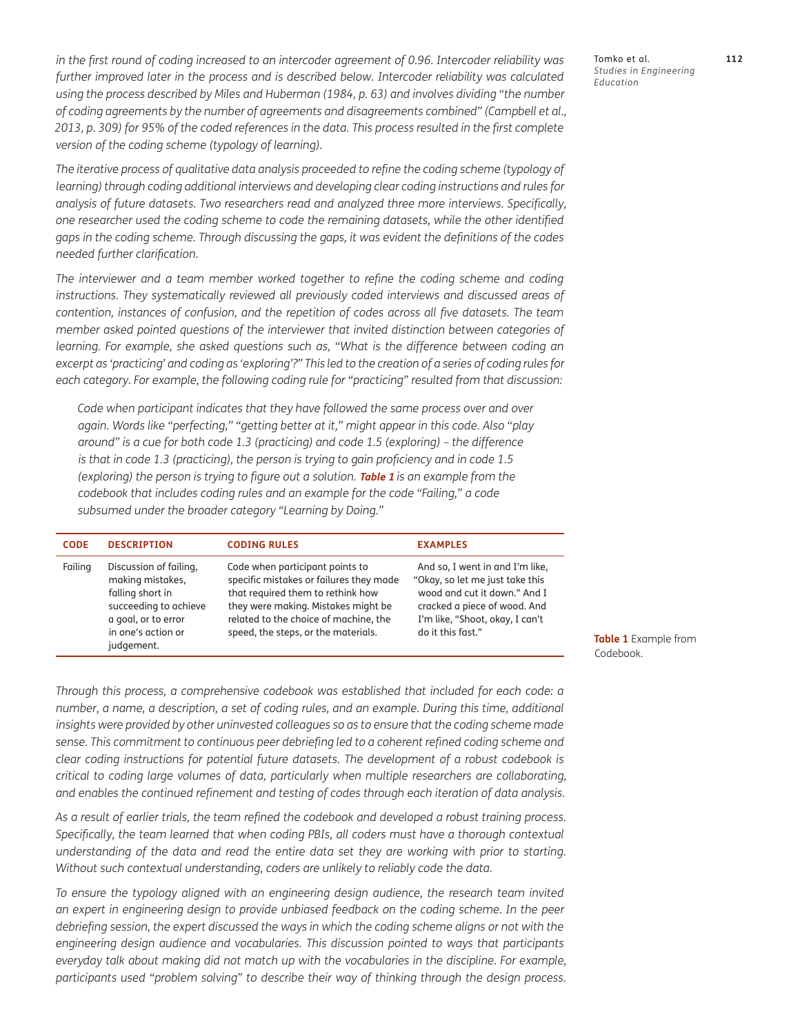*in the first round of coding increased to an intercoder agreement of 0.96. Intercoder reliability was further improved later in the process and is described below. Intercoder reliability was calculated using the process described by Miles and Huberman (1984, p. 63) and involves dividing "the number of coding agreements by the number of agreements and disagreements combined" (Campbell et al., 2013, p. 309) for 95% of the coded references in the data. This process resulted in the first complete version of the coding scheme (typology of learning).*

*The iterative process of qualitative data analysis proceeded to refine the coding scheme (typology of learning) through coding additional interviews and developing clear coding instructions and rules for analysis of future datasets. Two researchers read and analyzed three more interviews. Specifically, one researcher used the coding scheme to code the remaining datasets, while the other identified gaps in the coding scheme. Through discussing the gaps, it was evident the definitions of the codes needed further clarification.*

*The interviewer and a team member worked together to refine the coding scheme and coding instructions. They systematically reviewed all previously coded interviews and discussed areas of contention, instances of confusion, and the repetition of codes across all five datasets. The team member asked pointed questions of the interviewer that invited distinction between categories of learning. For example, she asked questions such as, "What is the difference between coding an excerpt as 'practicing' and coding as 'exploring'?" This led to the creation of a series of coding rules for each category. For example, the following coding rule for "practicing" resulted from that discussion:*

> *Code when participant indicates that they have followed the same process over and over again. Words like "perfecting," "getting better at it," might appear in this code. Also "play around" is a cue for both code 1.3 (practicing) and code 1.5 (exploring) – the difference is that in code 1.3 (practicing), the person is trying to gain proficiency and in code 1.5 (exploring) the person is trying to figure out a solution.* ***Table 1*** *is an example from the codebook that includes coding rules and an example for the code "Failing," a code subsumed under the broader category "Learning by Doing."*

| CODE | DESCRIPTION | CODING RULES | EXAMPLES |
|---|---|---|---|
| Failing | Discussion of failing, making mistakes, falling short in succeeding to achieve a goal, or to error in one's action or judgement. | Code when participant points to specific mistakes or failures they made that required them to rethink how they were making. Mistakes might be related to the choice of machine, the speed, the steps, or the materials. | And so, I went in and I'm like, "Okay, so let me just take this wood and cut it down." And I cracked a piece of wood. And I'm like, "Shoot, okay, I can't do it this fast." |

**Table 1** Example from Codebook.

*Through this process, a comprehensive codebook was established that included for each code: a number, a name, a description, a set of coding rules, and an example. During this time, additional insights were provided by other uninvested colleagues so as to ensure that the coding scheme made sense. This commitment to continuous peer debriefing led to a coherent refined coding scheme and clear coding instructions for potential future datasets. The development of a robust codebook is critical to coding large volumes of data, particularly when multiple researchers are collaborating, and enables the continued refinement and testing of codes through each iteration of data analysis.*

*As a result of earlier trials, the team refined the codebook and developed a robust training process. Specifically, the team learned that when coding PBIs, all coders must have a thorough contextual understanding of the data and read the entire data set they are working with prior to starting. Without such contextual understanding, coders are unlikely to reliably code the data.*

*To ensure the typology aligned with an engineering design audience, the research team invited an expert in engineering design to provide unbiased feedback on the coding scheme. In the peer debriefing session, the expert discussed the ways in which the coding scheme aligns or not with the engineering design audience and vocabularies. This discussion pointed to ways that participants everyday talk about making did not match up with the vocabularies in the discipline. For example, participants used "problem solving" to describe their way of thinking through the design process.*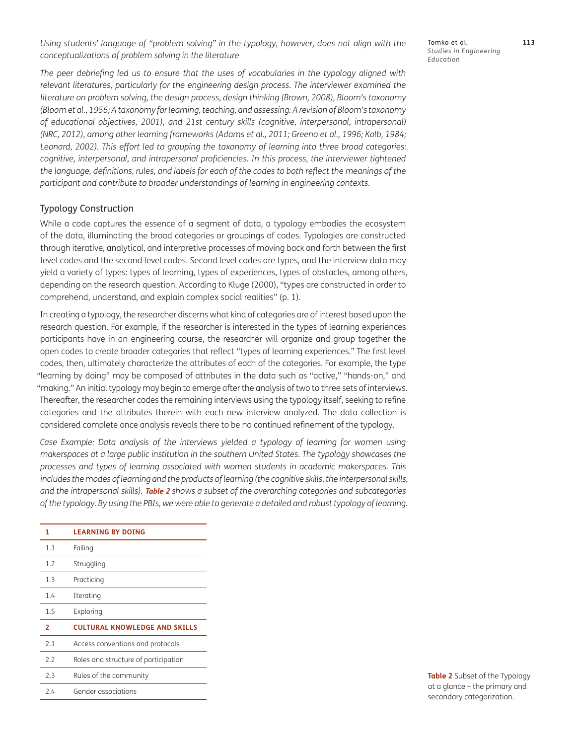*Using students' language of "problem solving" in the typology, however, does not align with the conceptualizations of problem solving in the literature*

*The peer debriefing led us to ensure that the uses of vocabularies in the typology aligned with relevant literatures, particularly for the engineering design process. The interviewer examined the literature on problem solving, the design process, design thinking (Brown, 2008), Bloom's taxonomy (Bloom et al., 1956; A taxonomy for learning, teaching, and assessing: A revision of Bloom's taxonomy of educational objectives, 2001), and 21st century skills (cognitive, interpersonal, intrapersonal) (NRC, 2012), among other learning frameworks (Adams et al., 2011; Greeno et al., 1996; Kolb, 1984; Leonard, 2002). This effort led to grouping the taxonomy of learning into three broad categories: cognitive, interpersonal, and intrapersonal proficiencies. In this process, the interviewer tightened the language, definitions, rules, and labels for each of the codes to both reflect the meanings of the participant and contribute to broader understandings of learning in engineering contexts.*

## Typology Construction

While a code captures the essence of a segment of data, a typology embodies the ecosystem of the data, illuminating the broad categories or groupings of codes. Typologies are constructed through iterative, analytical, and interpretive processes of moving back and forth between the first level codes and the second level codes. Second level codes are types, and the interview data may yield a variety of types: types of learning, types of experiences, types of obstacles, among others, depending on the research question. According to Kluge (2000), "types are constructed in order to comprehend, understand, and explain complex social realities" (p. 1).

In creating a typology, the researcher discerns what kind of categories are of interest based upon the research question. For example, if the researcher is interested in the types of learning experiences participants have in an engineering course, the researcher will organize and group together the open codes to create broader categories that reflect "types of learning experiences." The first level codes, then, ultimately characterize the attributes of each of the categories. For example, the type "learning by doing" may be composed of attributes in the data such as "active," "hands-on," and "making." An initial typology may begin to emerge after the analysis of two to three sets of interviews. Thereafter, the researcher codes the remaining interviews using the typology itself, seeking to refine categories and the attributes therein with each new interview analyzed. The data collection is considered complete once analysis reveals there to be no continued refinement of the typology.

*Case Example: Data analysis of the interviews yielded a typology of learning for women using makerspaces at a large public institution in the southern United States. The typology showcases the processes and types of learning associated with women students in academic makerspaces. This includes the modes of learning and the products of learning (the cognitive skills, the interpersonal skills, and the intrapersonal skills).* ***Table 2*** *shows a subset of the overarching categories and subcategories of the typology. By using the PBIs, we were able to generate a detailed and robust typology of learning.*

| **1** | **LEARNING BY DOING** |
|---|---|
| 1.1 | Failing |
| 1.2 | Struggling |
| 1.3 | Practicing |
| 1.4 | Iterating |
| 1.5 | Exploring |
| **2** | **CULTURAL KNOWLEDGE AND SKILLS** |
| 2.1 | Access conventions and protocols |
| 2.2 | Roles and structure of participation |
| 2.3 | Rules of the community |
| 2.4 | Gender associations |

**Table 2** Subset of the Typology at a glance – the primary and secondary categorization.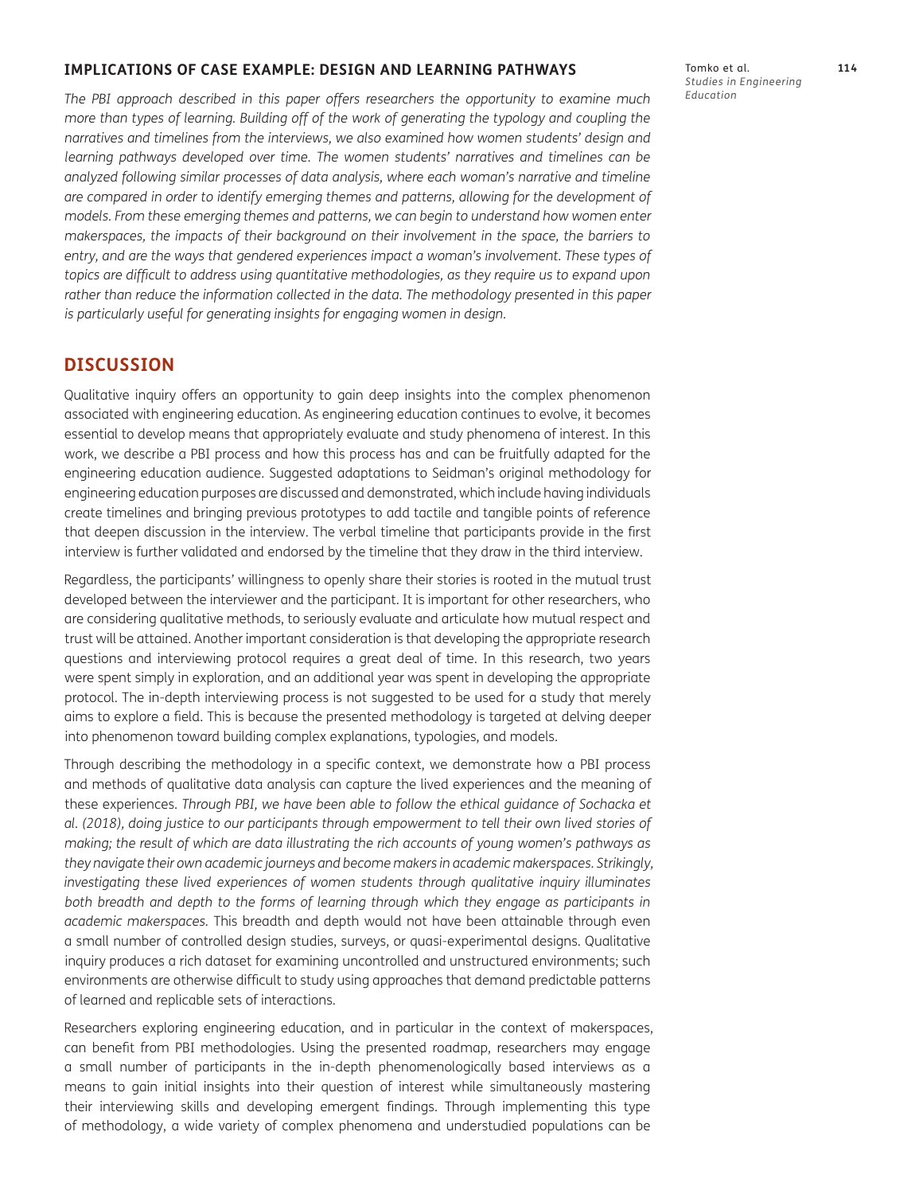### IMPLICATIONS OF CASE EXAMPLE: DESIGN AND LEARNING PATHWAYS

*The PBI approach described in this paper offers researchers the opportunity to examine much more than types of learning. Building off of the work of generating the typology and coupling the narratives and timelines from the interviews, we also examined how women students' design and learning pathways developed over time. The women students' narratives and timelines can be analyzed following similar processes of data analysis, where each woman's narrative and timeline are compared in order to identify emerging themes and patterns, allowing for the development of models. From these emerging themes and patterns, we can begin to understand how women enter makerspaces, the impacts of their background on their involvement in the space, the barriers to entry, and are the ways that gendered experiences impact a woman's involvement. These types of topics are difficult to address using quantitative methodologies, as they require us to expand upon rather than reduce the information collected in the data. The methodology presented in this paper is particularly useful for generating insights for engaging women in design.*

## DISCUSSION

Qualitative inquiry offers an opportunity to gain deep insights into the complex phenomenon associated with engineering education. As engineering education continues to evolve, it becomes essential to develop means that appropriately evaluate and study phenomena of interest. In this work, we describe a PBI process and how this process has and can be fruitfully adapted for the engineering education audience. Suggested adaptations to Seidman's original methodology for engineering education purposes are discussed and demonstrated, which include having individuals create timelines and bringing previous prototypes to add tactile and tangible points of reference that deepen discussion in the interview. The verbal timeline that participants provide in the first interview is further validated and endorsed by the timeline that they draw in the third interview.

Regardless, the participants' willingness to openly share their stories is rooted in the mutual trust developed between the interviewer and the participant. It is important for other researchers, who are considering qualitative methods, to seriously evaluate and articulate how mutual respect and trust will be attained. Another important consideration is that developing the appropriate research questions and interviewing protocol requires a great deal of time. In this research, two years were spent simply in exploration, and an additional year was spent in developing the appropriate protocol. The in-depth interviewing process is not suggested to be used for a study that merely aims to explore a field. This is because the presented methodology is targeted at delving deeper into phenomenon toward building complex explanations, typologies, and models.

Through describing the methodology in a specific context, we demonstrate how a PBI process and methods of qualitative data analysis can capture the lived experiences and the meaning of these experiences. *Through PBI, we have been able to follow the ethical guidance of Sochacka et al. (2018), doing justice to our participants through empowerment to tell their own lived stories of making; the result of which are data illustrating the rich accounts of young women's pathways as they navigate their own academic journeys and become makers in academic makerspaces. Strikingly, investigating these lived experiences of women students through qualitative inquiry illuminates both breadth and depth to the forms of learning through which they engage as participants in academic makerspaces.* This breadth and depth would not have been attainable through even a small number of controlled design studies, surveys, or quasi-experimental designs. Qualitative inquiry produces a rich dataset for examining uncontrolled and unstructured environments; such environments are otherwise difficult to study using approaches that demand predictable patterns of learned and replicable sets of interactions.

Researchers exploring engineering education, and in particular in the context of makerspaces, can benefit from PBI methodologies. Using the presented roadmap, researchers may engage a small number of participants in the in-depth phenomenologically based interviews as a means to gain initial insights into their question of interest while simultaneously mastering their interviewing skills and developing emergent findings. Through implementing this type of methodology, a wide variety of complex phenomena and understudied populations can be